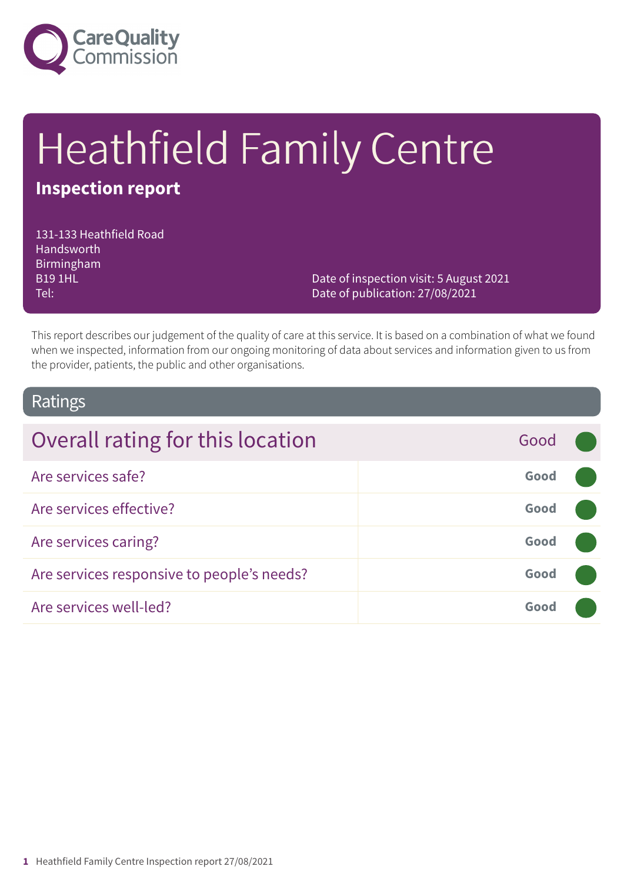# Heathfield Family Centre

**Inspection report**

131-133 Heathfield Road
Handsworth
Birmingham
B19 1HL
Tel:

Date of inspection visit: 5 August 2021
Date of publication: 27/08/2021

This report describes our judgement of the quality of care at this service. It is based on a combination of what we found when we inspected, information from our ongoing monitoring of data about services and information given to us from the provider, patients, the public and other organisations.

## Ratings

| Overall rating for this location | Good |
|---|---|
| Are services safe? | **Good** |
| Are services effective? | **Good** |
| Are services caring? | **Good** |
| Are services responsive to people's needs? | **Good** |
| Are services well-led? | **Good** |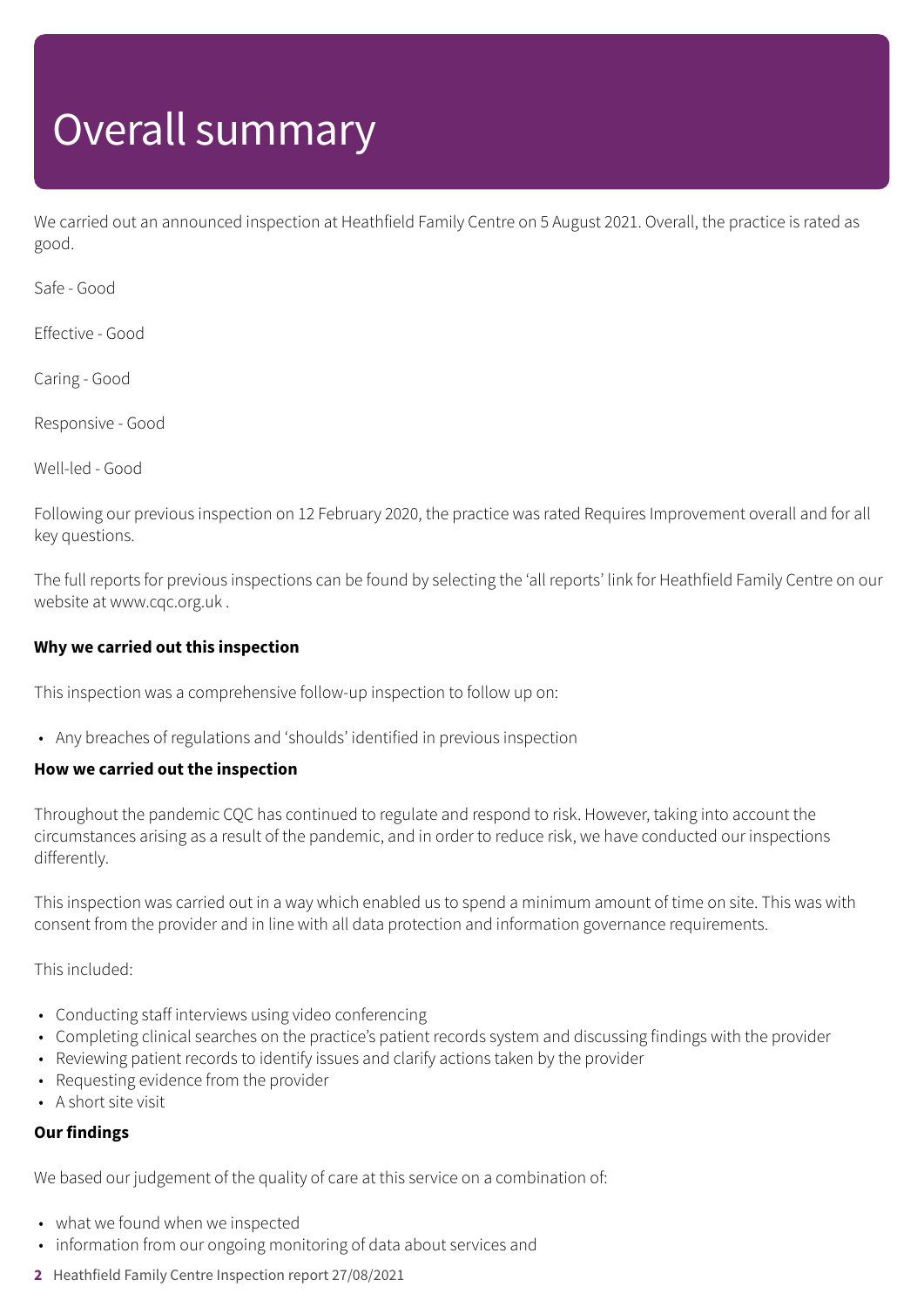# Overall summary

We carried out an announced inspection at Heathfield Family Centre on 5 August 2021. Overall, the practice is rated as good.

Safe - Good

Effective - Good

Caring - Good

Responsive - Good

Well-led - Good

Following our previous inspection on 12 February 2020, the practice was rated Requires Improvement overall and for all key questions.

The full reports for previous inspections can be found by selecting the 'all reports' link for Heathfield Family Centre on our website at www.cqc.org.uk .

**Why we carried out this inspection**

This inspection was a comprehensive follow-up inspection to follow up on:

- Any breaches of regulations and 'shoulds' identified in previous inspection

**How we carried out the inspection**

Throughout the pandemic CQC has continued to regulate and respond to risk. However, taking into account the circumstances arising as a result of the pandemic, and in order to reduce risk, we have conducted our inspections differently.

This inspection was carried out in a way which enabled us to spend a minimum amount of time on site. This was with consent from the provider and in line with all data protection and information governance requirements.

This included:

- Conducting staff interviews using video conferencing
- Completing clinical searches on the practice's patient records system and discussing findings with the provider
- Reviewing patient records to identify issues and clarify actions taken by the provider
- Requesting evidence from the provider
- A short site visit

**Our findings**

We based our judgement of the quality of care at this service on a combination of:

- what we found when we inspected
- information from our ongoing monitoring of data about services and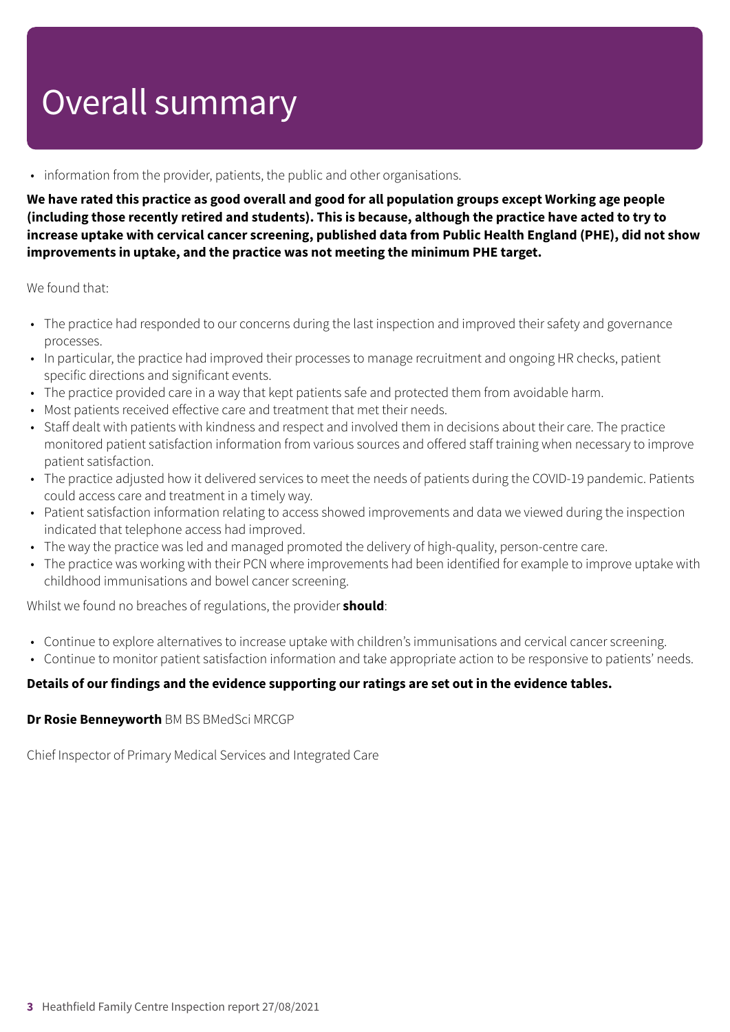# Overall summary

- information from the provider, patients, the public and other organisations.

**We have rated this practice as good overall and good for all population groups except Working age people (including those recently retired and students). This is because, although the practice have acted to try to increase uptake with cervical cancer screening, published data from Public Health England (PHE), did not show improvements in uptake, and the practice was not meeting the minimum PHE target.**

We found that:

- The practice had responded to our concerns during the last inspection and improved their safety and governance processes.
- In particular, the practice had improved their processes to manage recruitment and ongoing HR checks, patient specific directions and significant events.
- The practice provided care in a way that kept patients safe and protected them from avoidable harm.
- Most patients received effective care and treatment that met their needs.
- Staff dealt with patients with kindness and respect and involved them in decisions about their care. The practice monitored patient satisfaction information from various sources and offered staff training when necessary to improve patient satisfaction.
- The practice adjusted how it delivered services to meet the needs of patients during the COVID-19 pandemic. Patients could access care and treatment in a timely way.
- Patient satisfaction information relating to access showed improvements and data we viewed during the inspection indicated that telephone access had improved.
- The way the practice was led and managed promoted the delivery of high-quality, person-centre care.
- The practice was working with their PCN where improvements had been identified for example to improve uptake with childhood immunisations and bowel cancer screening.

Whilst we found no breaches of regulations, the provider **should**:

- Continue to explore alternatives to increase uptake with children's immunisations and cervical cancer screening.
- Continue to monitor patient satisfaction information and take appropriate action to be responsive to patients' needs.

**Details of our findings and the evidence supporting our ratings are set out in the evidence tables.**

**Dr Rosie Benneyworth** BM BS BMedSci MRCGP

Chief Inspector of Primary Medical Services and Integrated Care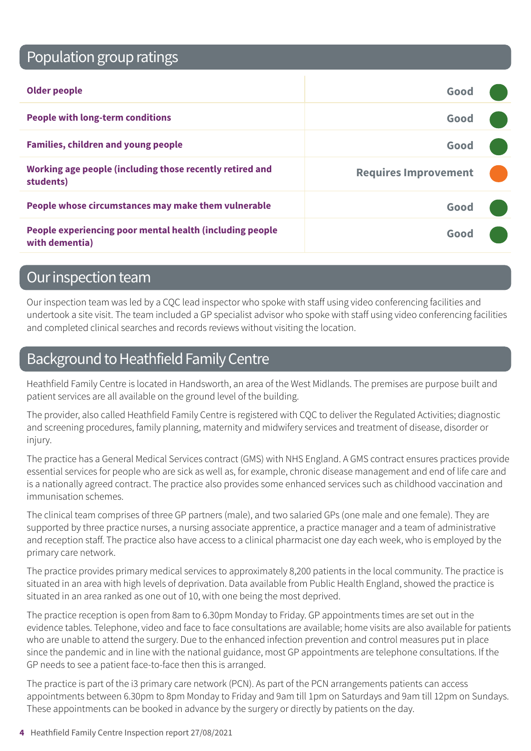## Population group ratings

| Population group | Rating |
| --- | --- |
| **Older people** | Good |
| **People with long-term conditions** | Good |
| **Families, children and young people** | Good |
| **Working age people (including those recently retired and students)** | Requires Improvement |
| **People whose circumstances may make them vulnerable** | Good |
| **People experiencing poor mental health (including people with dementia)** | Good |

## Our inspection team

Our inspection team was led by a CQC lead inspector who spoke with staff using video conferencing facilities and undertook a site visit. The team included a GP specialist advisor who spoke with staff using video conferencing facilities and completed clinical searches and records reviews without visiting the location.

## Background to Heathfield Family Centre

Heathfield Family Centre is located in Handsworth, an area of the West Midlands. The premises are purpose built and patient services are all available on the ground level of the building.

The provider, also called Heathfield Family Centre is registered with CQC to deliver the Regulated Activities; diagnostic and screening procedures, family planning, maternity and midwifery services and treatment of disease, disorder or injury.

The practice has a General Medical Services contract (GMS) with NHS England. A GMS contract ensures practices provide essential services for people who are sick as well as, for example, chronic disease management and end of life care and is a nationally agreed contract. The practice also provides some enhanced services such as childhood vaccination and immunisation schemes.

The clinical team comprises of three GP partners (male), and two salaried GPs (one male and one female). They are supported by three practice nurses, a nursing associate apprentice, a practice manager and a team of administrative and reception staff. The practice also have access to a clinical pharmacist one day each week, who is employed by the primary care network.

The practice provides primary medical services to approximately 8,200 patients in the local community. The practice is situated in an area with high levels of deprivation. Data available from Public Health England, showed the practice is situated in an area ranked as one out of 10, with one being the most deprived.

The practice reception is open from 8am to 6.30pm Monday to Friday. GP appointments times are set out in the evidence tables. Telephone, video and face to face consultations are available; home visits are also available for patients who are unable to attend the surgery. Due to the enhanced infection prevention and control measures put in place since the pandemic and in line with the national guidance, most GP appointments are telephone consultations. If the GP needs to see a patient face-to-face then this is arranged.

The practice is part of the i3 primary care network (PCN). As part of the PCN arrangements patients can access appointments between 6.30pm to 8pm Monday to Friday and 9am till 1pm on Saturdays and 9am till 12pm on Sundays. These appointments can be booked in advance by the surgery or directly by patients on the day.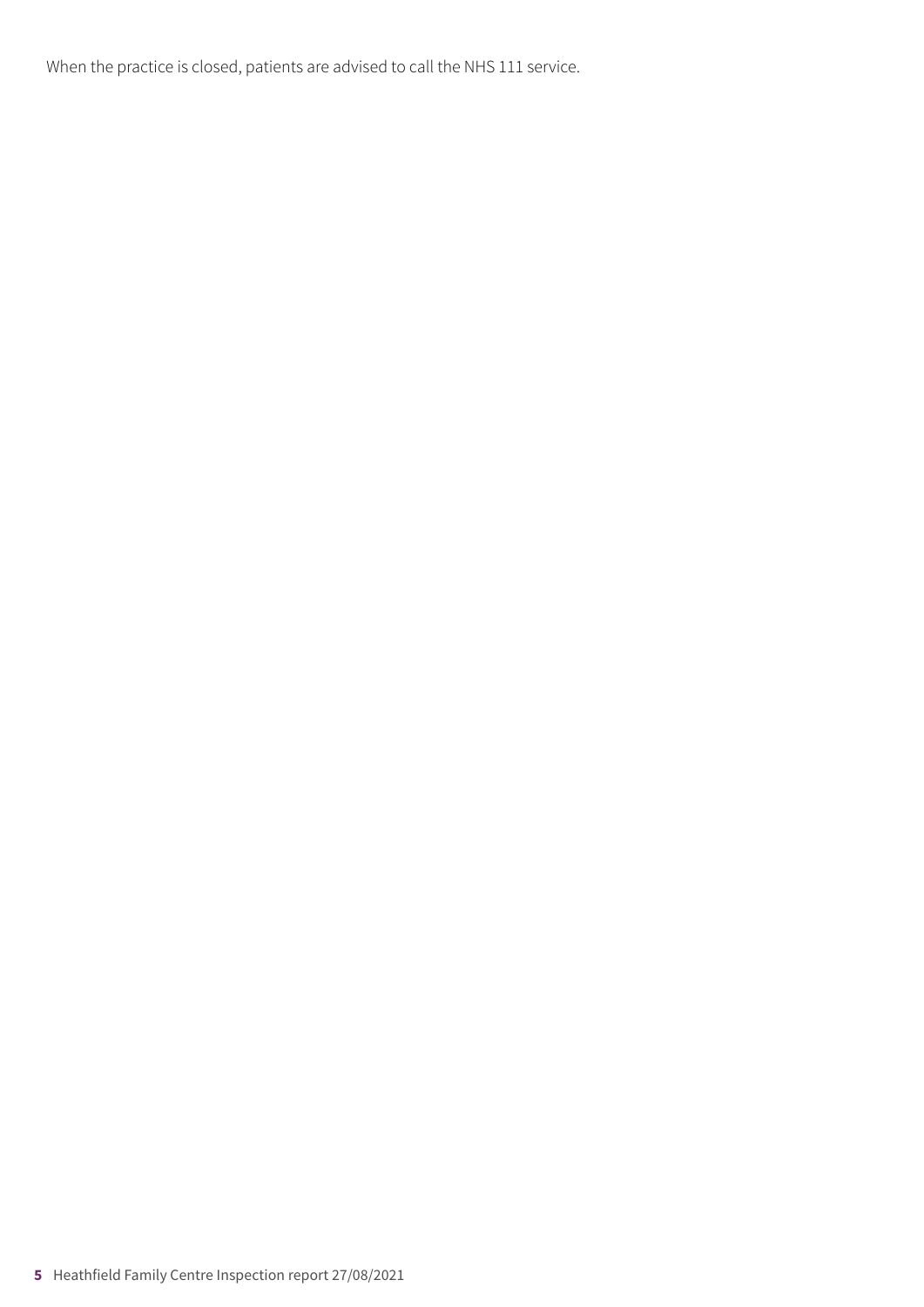When the practice is closed, patients are advised to call the NHS 111 service.